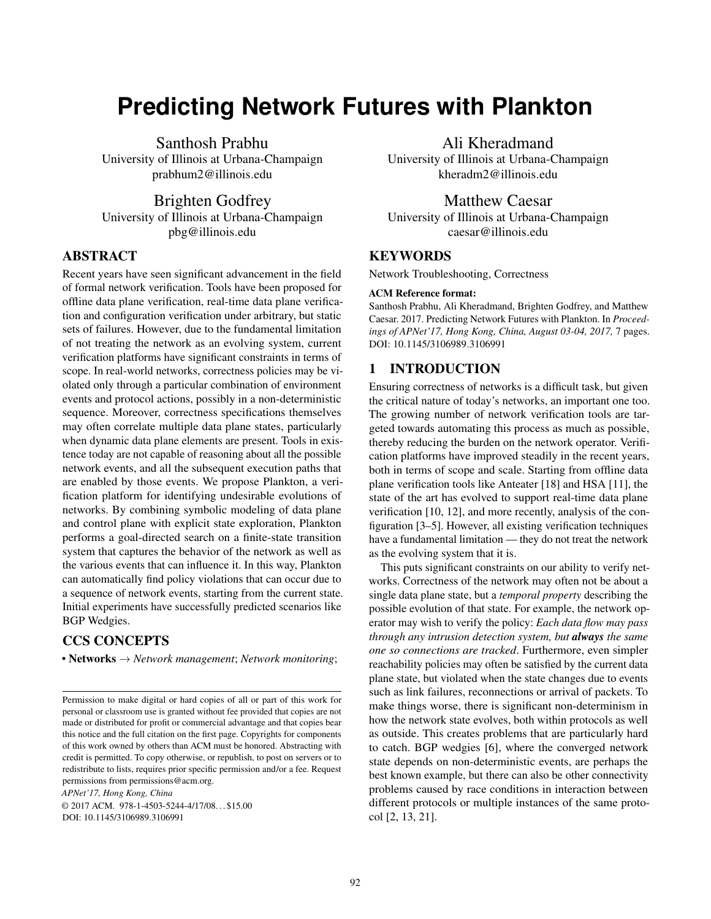# Predicting Network Futures with Plankton

Santhosh Prabhu
University of Illinois at Urbana-Champaign
prabhum2@illinois.edu

Ali Kheradmand
University of Illinois at Urbana-Champaign
kheradm2@illinois.edu

Brighten Godfrey
University of Illinois at Urbana-Champaign
pbg@illinois.edu

Matthew Caesar
University of Illinois at Urbana-Champaign
caesar@illinois.edu

## ABSTRACT

Recent years have seen significant advancement in the field of formal network verification. Tools have been proposed for offline data plane verification, real-time data plane verification and configuration verification under arbitrary, but static sets of failures. However, due to the fundamental limitation of not treating the network as an evolving system, current verification platforms have significant constraints in terms of scope. In real-world networks, correctness policies may be violated only through a particular combination of environment events and protocol actions, possibly in a non-deterministic sequence. Moreover, correctness specifications themselves may often correlate multiple data plane states, particularly when dynamic data plane elements are present. Tools in existence today are not capable of reasoning about all the possible network events, and all the subsequent execution paths that are enabled by those events. We propose Plankton, a verification platform for identifying undesirable evolutions of networks. By combining symbolic modeling of data plane and control plane with explicit state exploration, Plankton performs a goal-directed search on a finite-state transition system that captures the behavior of the network as well as the various events that can influence it. In this way, Plankton can automatically find policy violations that can occur due to a sequence of network events, starting from the current state. Initial experiments have successfully predicted scenarios like BGP Wedgies.

## CCS CONCEPTS

• **Networks** → *Network management*; *Network monitoring*;

Permission to make digital or hard copies of all or part of this work for personal or classroom use is granted without fee provided that copies are not made or distributed for profit or commercial advantage and that copies bear this notice and the full citation on the first page. Copyrights for components of this work owned by others than ACM must be honored. Abstracting with credit is permitted. To copy otherwise, or republish, to post on servers or to redistribute to lists, requires prior specific permission and/or a fee. Request permissions from permissions@acm.org.

*APNet'17, Hong Kong, China*

© 2017 ACM. 978-1-4503-5244-4/17/08...$15.00
DOI: 10.1145/3106989.3106991

## KEYWORDS

Network Troubleshooting, Correctness

**ACM Reference format:**
Santhosh Prabhu, Ali Kheradmand, Brighten Godfrey, and Matthew Caesar. 2017. Predicting Network Futures with Plankton. In *Proceedings of APNet'17, Hong Kong, China, August 03-04, 2017,* 7 pages.
DOI: 10.1145/3106989.3106991

## 1 INTRODUCTION

Ensuring correctness of networks is a difficult task, but given the critical nature of today's networks, an important one too. The growing number of network verification tools are targeted towards automating this process as much as possible, thereby reducing the burden on the network operator. Verification platforms have improved steadily in the recent years, both in terms of scope and scale. Starting from offline data plane verification tools like Anteater [18] and HSA [11], the state of the art has evolved to support real-time data plane verification [10, 12], and more recently, analysis of the configuration [3–5]. However, all existing verification techniques have a fundamental limitation — they do not treat the network as the evolving system that it is.

This puts significant constraints on our ability to verify networks. Correctness of the network may often not be about a single data plane state, but a *temporal property* describing the possible evolution of that state. For example, the network operator may wish to verify the policy: *Each data flow may pass through any intrusion detection system, but* ***always*** *the same one so connections are tracked*. Furthermore, even simpler reachability policies may often be satisfied by the current data plane state, but violated when the state changes due to events such as link failures, reconnections or arrival of packets. To make things worse, there is significant non-determinism in how the network state evolves, both within protocols as well as outside. This creates problems that are particularly hard to catch. BGP wedgies [6], where the converged network state depends on non-deterministic events, are perhaps the best known example, but there can also be other connectivity problems caused by race conditions in interaction between different protocols or multiple instances of the same protocol [2, 13, 21].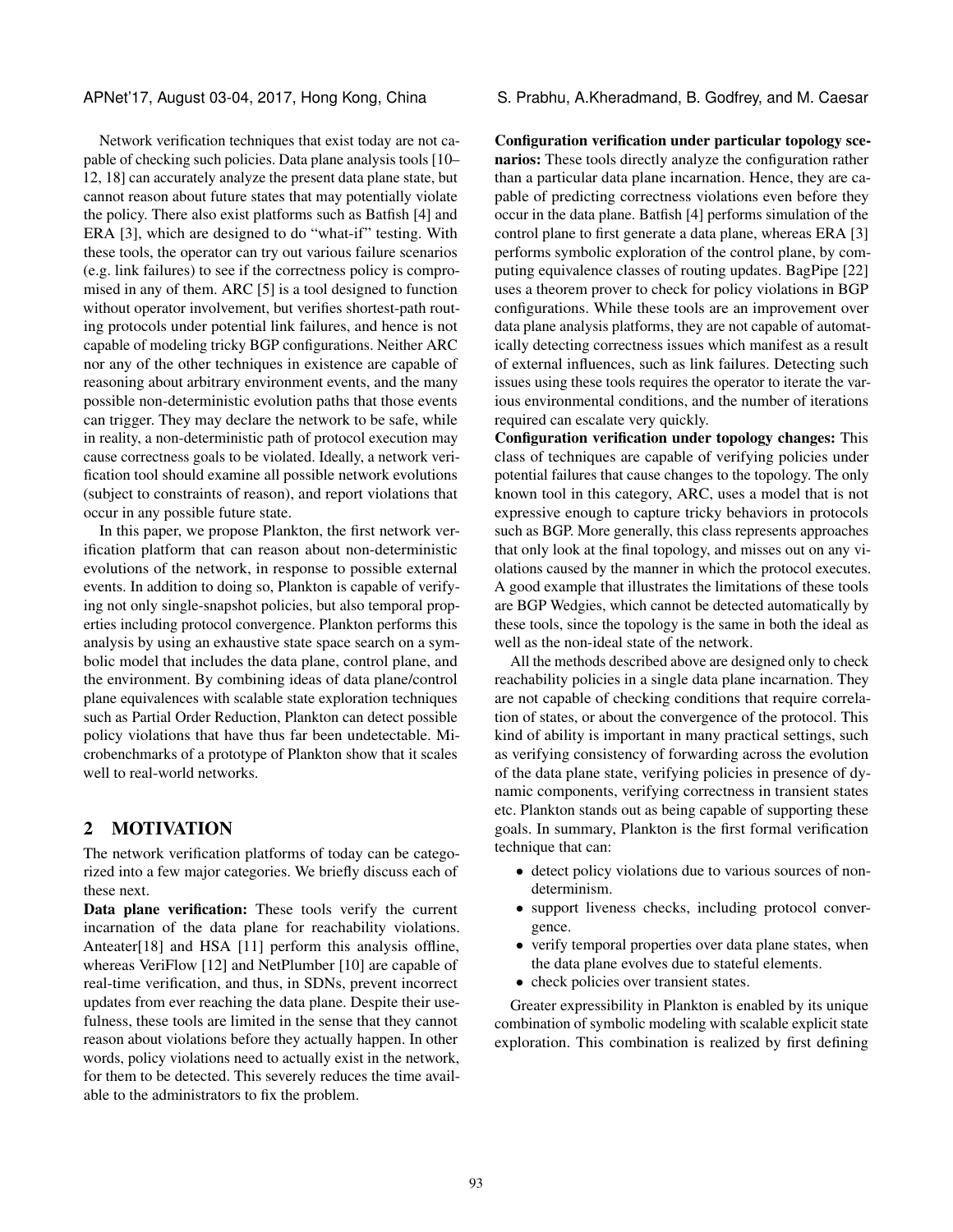Network verification techniques that exist today are not capable of checking such policies. Data plane analysis tools [10–12, 18] can accurately analyze the present data plane state, but cannot reason about future states that may potentially violate the policy. There also exist platforms such as Batfish [4] and ERA [3], which are designed to do "what-if" testing. With these tools, the operator can try out various failure scenarios (e.g. link failures) to see if the correctness policy is compromised in any of them. ARC [5] is a tool designed to function without operator involvement, but verifies shortest-path routing protocols under potential link failures, and hence is not capable of modeling tricky BGP configurations. Neither ARC nor any of the other techniques in existence are capable of reasoning about arbitrary environment events, and the many possible non-deterministic evolution paths that those events can trigger. They may declare the network to be safe, while in reality, a non-deterministic path of protocol execution may cause correctness goals to be violated. Ideally, a network verification tool should examine all possible network evolutions (subject to constraints of reason), and report violations that occur in any possible future state.

In this paper, we propose Plankton, the first network verification platform that can reason about non-deterministic evolutions of the network, in response to possible external events. In addition to doing so, Plankton is capable of verifying not only single-snapshot policies, but also temporal properties including protocol convergence. Plankton performs this analysis by using an exhaustive state space search on a symbolic model that includes the data plane, control plane, and the environment. By combining ideas of data plane/control plane equivalences with scalable state exploration techniques such as Partial Order Reduction, Plankton can detect possible policy violations that have thus far been undetectable. Microbenchmarks of a prototype of Plankton show that it scales well to real-world networks.

## 2 MOTIVATION

The network verification platforms of today can be categorized into a few major categories. We briefly discuss each of these next.

**Data plane verification:** These tools verify the current incarnation of the data plane for reachability violations. Anteater[18] and HSA [11] perform this analysis offline, whereas VeriFlow [12] and NetPlumber [10] are capable of real-time verification, and thus, in SDNs, prevent incorrect updates from ever reaching the data plane. Despite their usefulness, these tools are limited in the sense that they cannot reason about violations before they actually happen. In other words, policy violations need to actually exist in the network, for them to be detected. This severely reduces the time available to the administrators to fix the problem.

**Configuration verification under particular topology scenarios:** These tools directly analyze the configuration rather than a particular data plane incarnation. Hence, they are capable of predicting correctness violations even before they occur in the data plane. Batfish [4] performs simulation of the control plane to first generate a data plane, whereas ERA [3] performs symbolic exploration of the control plane, by computing equivalence classes of routing updates. BagPipe [22] uses a theorem prover to check for policy violations in BGP configurations. While these tools are an improvement over data plane analysis platforms, they are not capable of automatically detecting correctness issues which manifest as a result of external influences, such as link failures. Detecting such issues using these tools requires the operator to iterate the various environmental conditions, and the number of iterations required can escalate very quickly.

**Configuration verification under topology changes:** This class of techniques are capable of verifying policies under potential failures that cause changes to the topology. The only known tool in this category, ARC, uses a model that is not expressive enough to capture tricky behaviors in protocols such as BGP. More generally, this class represents approaches that only look at the final topology, and misses out on any violations caused by the manner in which the protocol executes. A good example that illustrates the limitations of these tools are BGP Wedgies, which cannot be detected automatically by these tools, since the topology is the same in both the ideal as well as the non-ideal state of the network.

All the methods described above are designed only to check reachability policies in a single data plane incarnation. They are not capable of checking conditions that require correlation of states, or about the convergence of the protocol. This kind of ability is important in many practical settings, such as verifying consistency of forwarding across the evolution of the data plane state, verifying policies in presence of dynamic components, verifying correctness in transient states etc. Plankton stands out as being capable of supporting these goals. In summary, Plankton is the first formal verification technique that can:

- detect policy violations due to various sources of non-determinism.
- support liveness checks, including protocol convergence.
- verify temporal properties over data plane states, when the data plane evolves due to stateful elements.
- check policies over transient states.

Greater expressibility in Plankton is enabled by its unique combination of symbolic modeling with scalable explicit state exploration. This combination is realized by first defining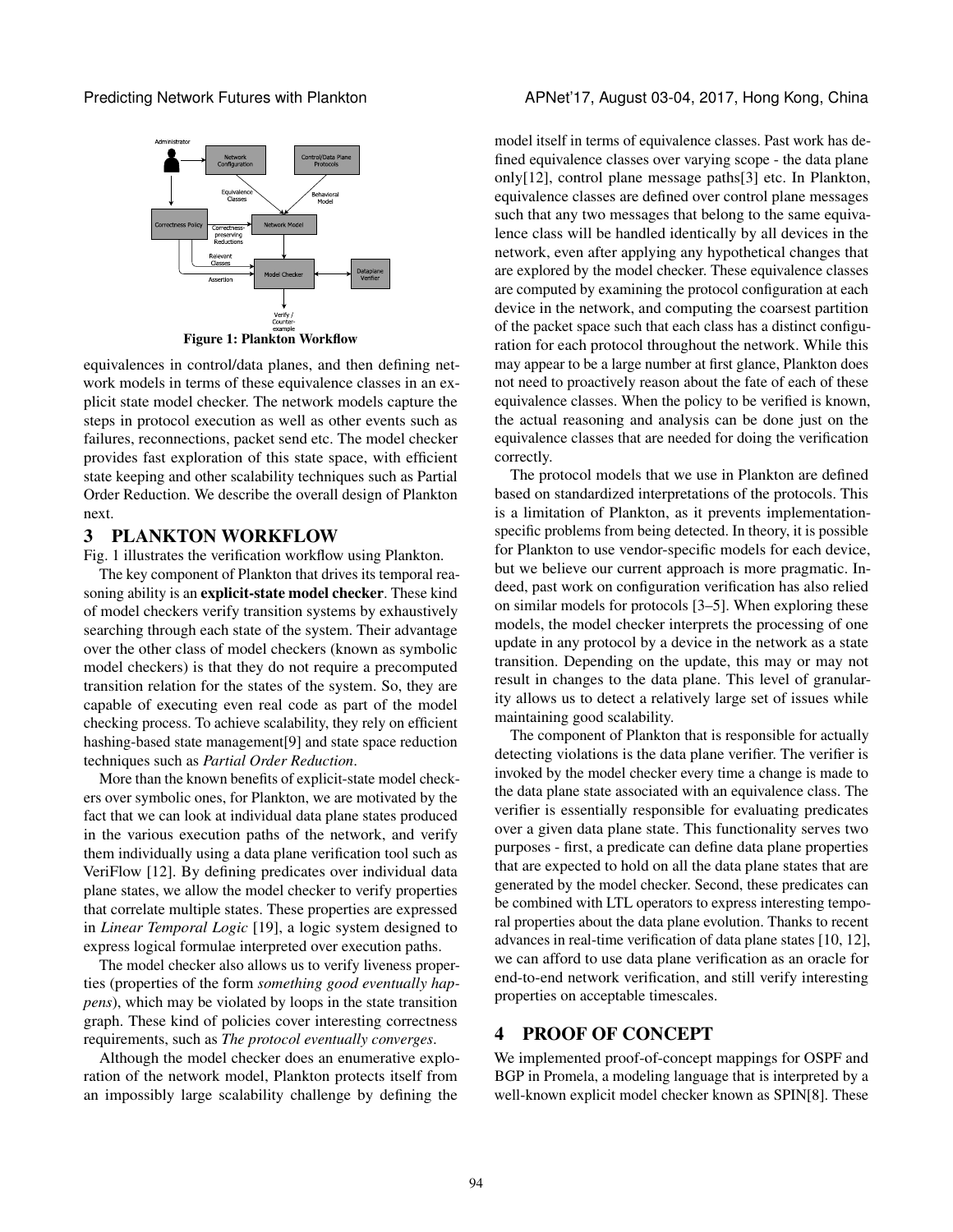Figure 1: Plankton Workflow

equivalences in control/data planes, and then defining network models in terms of these equivalence classes in an explicit state model checker. The network models capture the steps in protocol execution as well as other events such as failures, reconnections, packet send etc. The model checker provides fast exploration of this state space, with efficient state keeping and other scalability techniques such as Partial Order Reduction. We describe the overall design of Plankton next.

## 3 PLANKTON WORKFLOW

Fig. 1 illustrates the verification workflow using Plankton.

The key component of Plankton that drives its temporal reasoning ability is an **explicit-state model checker**. These kind of model checkers verify transition systems by exhaustively searching through each state of the system. Their advantage over the other class of model checkers (known as symbolic model checkers) is that they do not require a precomputed transition relation for the states of the system. So, they are capable of executing even real code as part of the model checking process. To achieve scalability, they rely on efficient hashing-based state management[9] and state space reduction techniques such as *Partial Order Reduction*.

More than the known benefits of explicit-state model checkers over symbolic ones, for Plankton, we are motivated by the fact that we can look at individual data plane states produced in the various execution paths of the network, and verify them individually using a data plane verification tool such as VeriFlow [12]. By defining predicates over individual data plane states, we allow the model checker to verify properties that correlate multiple states. These properties are expressed in *Linear Temporal Logic* [19], a logic system designed to express logical formulae interpreted over execution paths.

The model checker also allows us to verify liveness properties (properties of the form *something good eventually happens*), which may be violated by loops in the state transition graph. These kind of policies cover interesting correctness requirements, such as *The protocol eventually converges*.

Although the model checker does an enumerative exploration of the network model, Plankton protects itself from an impossibly large scalability challenge by defining the model itself in terms of equivalence classes. Past work has defined equivalence classes over varying scope - the data plane only[12], control plane message paths[3] etc. In Plankton, equivalence classes are defined over control plane messages such that any two messages that belong to the same equivalence class will be handled identically by all devices in the network, even after applying any hypothetical changes that are explored by the model checker. These equivalence classes are computed by examining the protocol configuration at each device in the network, and computing the coarsest partition of the packet space such that each class has a distinct configuration for each protocol throughout the network. While this may appear to be a large number at first glance, Plankton does not need to proactively reason about the fate of each of these equivalence classes. When the policy to be verified is known, the actual reasoning and analysis can be done just on the equivalence classes that are needed for doing the verification correctly.

The protocol models that we use in Plankton are defined based on standardized interpretations of the protocols. This is a limitation of Plankton, as it prevents implementation-specific problems from being detected. In theory, it is possible for Plankton to use vendor-specific models for each device, but we believe our current approach is more pragmatic. Indeed, past work on configuration verification has also relied on similar models for protocols [3–5]. When exploring these models, the model checker interprets the processing of one update in any protocol by a device in the network as a state transition. Depending on the update, this may or may not result in changes to the data plane. This level of granularity allows us to detect a relatively large set of issues while maintaining good scalability.

The component of Plankton that is responsible for actually detecting violations is the data plane verifier. The verifier is invoked by the model checker every time a change is made to the data plane state associated with an equivalence class. The verifier is essentially responsible for evaluating predicates over a given data plane state. This functionality serves two purposes - first, a predicate can define data plane properties that are expected to hold on all the data plane states that are generated by the model checker. Second, these predicates can be combined with LTL operators to express interesting temporal properties about the data plane evolution. Thanks to recent advances in real-time verification of data plane states [10, 12], we can afford to use data plane verification as an oracle for end-to-end network verification, and still verify interesting properties on acceptable timescales.

## 4 PROOF OF CONCEPT

We implemented proof-of-concept mappings for OSPF and BGP in Promela, a modeling language that is interpreted by a well-known explicit model checker known as SPIN[8]. These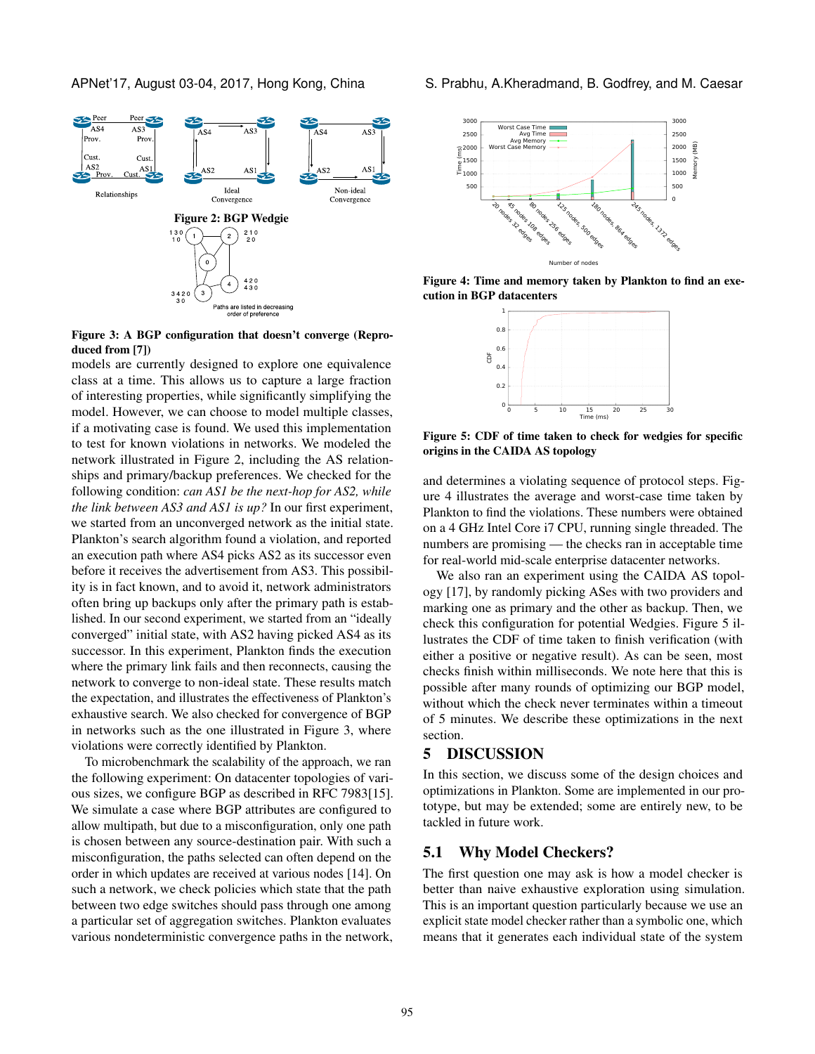Figure 2: BGP Wedgie

Figure 3: A BGP configuration that doesn't converge (Reproduced from [7])

models are currently designed to explore one equivalence class at a time. This allows us to capture a large fraction of interesting properties, while significantly simplifying the model. However, we can choose to model multiple classes, if a motivating case is found. We used this implementation to test for known violations in networks. We modeled the network illustrated in Figure 2, including the AS relationships and primary/backup preferences. We checked for the following condition: *can AS1 be the next-hop for AS2, while the link between AS3 and AS1 is up?* In our first experiment, we started from an unconverged network as the initial state. Plankton's search algorithm found a violation, and reported an execution path where AS4 picks AS2 as its successor even before it receives the advertisement from AS3. This possibility is in fact known, and to avoid it, network administrators often bring up backups only after the primary path is established. In our second experiment, we started from an "ideally converged" initial state, with AS2 having picked AS4 as its successor. In this experiment, Plankton finds the execution where the primary link fails and then reconnects, causing the network to converge to non-ideal state. These results match the expectation, and illustrates the effectiveness of Plankton's exhaustive search. We also checked for convergence of BGP in networks such as the one illustrated in Figure 3, where violations were correctly identified by Plankton.

To microbenchmark the scalability of the approach, we ran the following experiment: On datacenter topologies of various sizes, we configure BGP as described in RFC 7983[15]. We simulate a case where BGP attributes are configured to allow multipath, but due to a misconfiguration, only one path is chosen between any source-destination pair. With such a misconfiguration, the paths selected can often depend on the order in which updates are received at various nodes [14]. On such a network, we check policies which state that the path between two edge switches should pass through one among a particular set of aggregation switches. Plankton evaluates various nondeterministic convergence paths in the network, and determines a violating sequence of protocol steps. Figure 4 illustrates the average and worst-case time taken by Plankton to find the violations. These numbers were obtained on a 4 GHz Intel Core i7 CPU, running single threaded. The numbers are promising — the checks ran in acceptable time for real-world mid-scale enterprise datacenter networks.

Figure 4: Time and memory taken by Plankton to find an execution in BGP datacenters

Figure 5: CDF of time taken to check for wedgies for specific origins in the CAIDA AS topology

We also ran an experiment using the CAIDA AS topology [17], by randomly picking ASes with two providers and marking one as primary and the other as backup. Then, we check this configuration for potential Wedgies. Figure 5 illustrates the CDF of time taken to finish verification (with either a positive or negative result). As can be seen, most checks finish within milliseconds. We note here that this is possible after many rounds of optimizing our BGP model, without which the check never terminates within a timeout of 5 minutes. We describe these optimizations in the next section.

# 5 DISCUSSION

In this section, we discuss some of the design choices and optimizations in Plankton. Some are implemented in our prototype, but may be extended; some are entirely new, to be tackled in future work.

## 5.1 Why Model Checkers?

The first question one may ask is how a model checker is better than naive exhaustive exploration using simulation. This is an important question particularly because we use an explicit state model checker rather than a symbolic one, which means that it generates each individual state of the system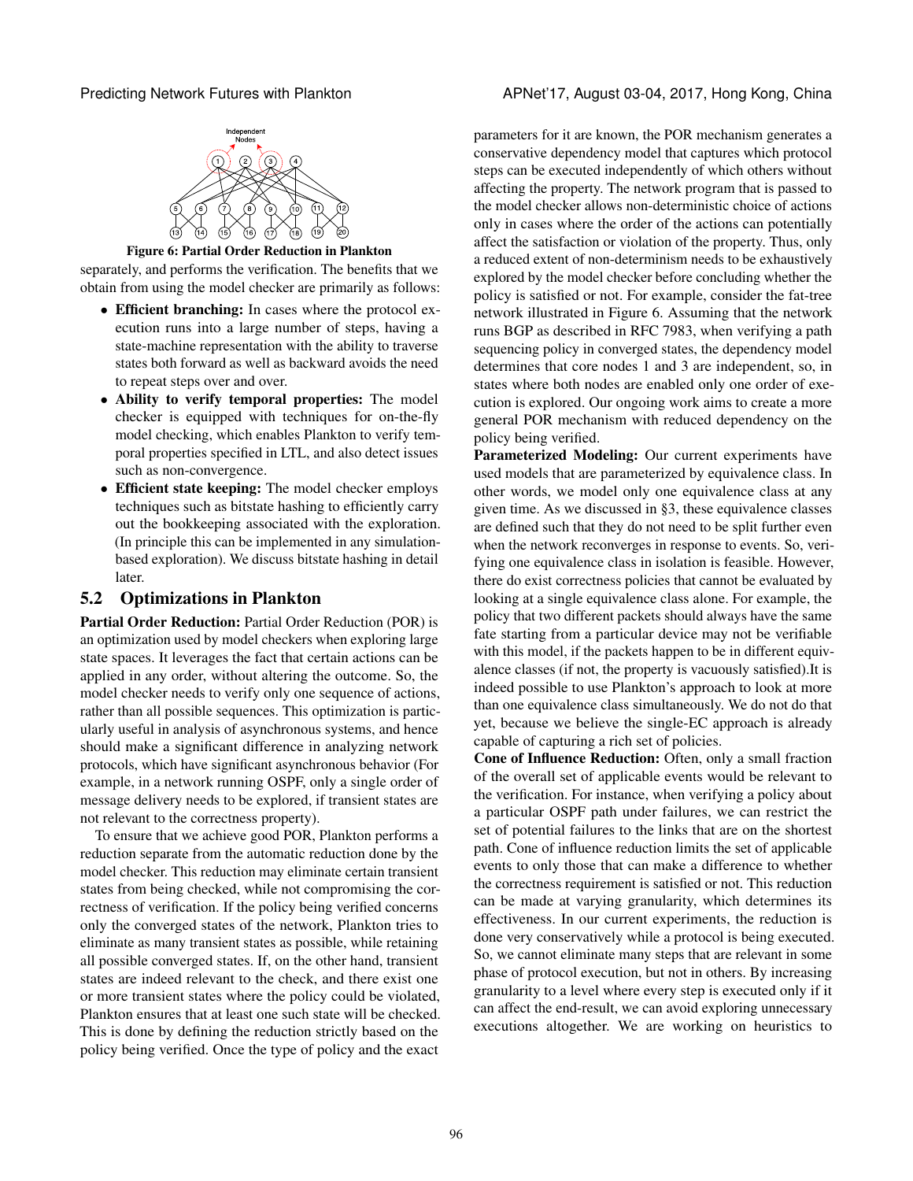Figure 6: Partial Order Reduction in Plankton

separately, and performs the verification. The benefits that we obtain from using the model checker are primarily as follows:

- **Efficient branching:** In cases where the protocol execution runs into a large number of steps, having a state-machine representation with the ability to traverse states both forward as well as backward avoids the need to repeat steps over and over.
- **Ability to verify temporal properties:** The model checker is equipped with techniques for on-the-fly model checking, which enables Plankton to verify temporal properties specified in LTL, and also detect issues such as non-convergence.
- **Efficient state keeping:** The model checker employs techniques such as bitstate hashing to efficiently carry out the bookkeeping associated with the exploration. (In principle this can be implemented in any simulation-based exploration). We discuss bitstate hashing in detail later.

## 5.2 Optimizations in Plankton

**Partial Order Reduction:** Partial Order Reduction (POR) is an optimization used by model checkers when exploring large state spaces. It leverages the fact that certain actions can be applied in any order, without altering the outcome. So, the model checker needs to verify only one sequence of actions, rather than all possible sequences. This optimization is particularly useful in analysis of asynchronous systems, and hence should make a significant difference in analyzing network protocols, which have significant asynchronous behavior (For example, in a network running OSPF, only a single order of message delivery needs to be explored, if transient states are not relevant to the correctness property).

To ensure that we achieve good POR, Plankton performs a reduction separate from the automatic reduction done by the model checker. This reduction may eliminate certain transient states from being checked, while not compromising the correctness of verification. If the policy being verified concerns only the converged states of the network, Plankton tries to eliminate as many transient states as possible, while retaining all possible converged states. If, on the other hand, transient states are indeed relevant to the check, and there exist one or more transient states where the policy could be violated, Plankton ensures that at least one such state will be checked. This is done by defining the reduction strictly based on the policy being verified. Once the type of policy and the exact parameters for it are known, the POR mechanism generates a conservative dependency model that captures which protocol steps can be executed independently of which others without affecting the property. The network program that is passed to the model checker allows non-deterministic choice of actions only in cases where the order of the actions can potentially affect the satisfaction or violation of the property. Thus, only a reduced extent of non-determinism needs to be exhaustively explored by the model checker before concluding whether the policy is satisfied or not. For example, consider the fat-tree network illustrated in Figure 6. Assuming that the network runs BGP as described in RFC 7983, when verifying a path sequencing policy in converged states, the dependency model determines that core nodes 1 and 3 are independent, so, in states where both nodes are enabled only one order of execution is explored. Our ongoing work aims to create a more general POR mechanism with reduced dependency on the policy being verified.

**Parameterized Modeling:** Our current experiments have used models that are parameterized by equivalence class. In other words, we model only one equivalence class at any given time. As we discussed in §3, these equivalence classes are defined such that they do not need to be split further even when the network reconverges in response to events. So, verifying one equivalence class in isolation is feasible. However, there do exist correctness policies that cannot be evaluated by looking at a single equivalence class alone. For example, the policy that two different packets should always have the same fate starting from a particular device may not be verifiable with this model, if the packets happen to be in different equivalence classes (if not, the property is vacuously satisfied).It is indeed possible to use Plankton's approach to look at more than one equivalence class simultaneously. We do not do that yet, because we believe the single-EC approach is already capable of capturing a rich set of policies.

**Cone of Influence Reduction:** Often, only a small fraction of the overall set of applicable events would be relevant to the verification. For instance, when verifying a policy about a particular OSPF path under failures, we can restrict the set of potential failures to the links that are on the shortest path. Cone of influence reduction limits the set of applicable events to only those that can make a difference to whether the correctness requirement is satisfied or not. This reduction can be made at varying granularity, which determines its effectiveness. In our current experiments, the reduction is done very conservatively while a protocol is being executed. So, we cannot eliminate many steps that are relevant in some phase of protocol execution, but not in others. By increasing granularity to a level where every step is executed only if it can affect the end-result, we can avoid exploring unnecessary executions altogether. We are working on heuristics to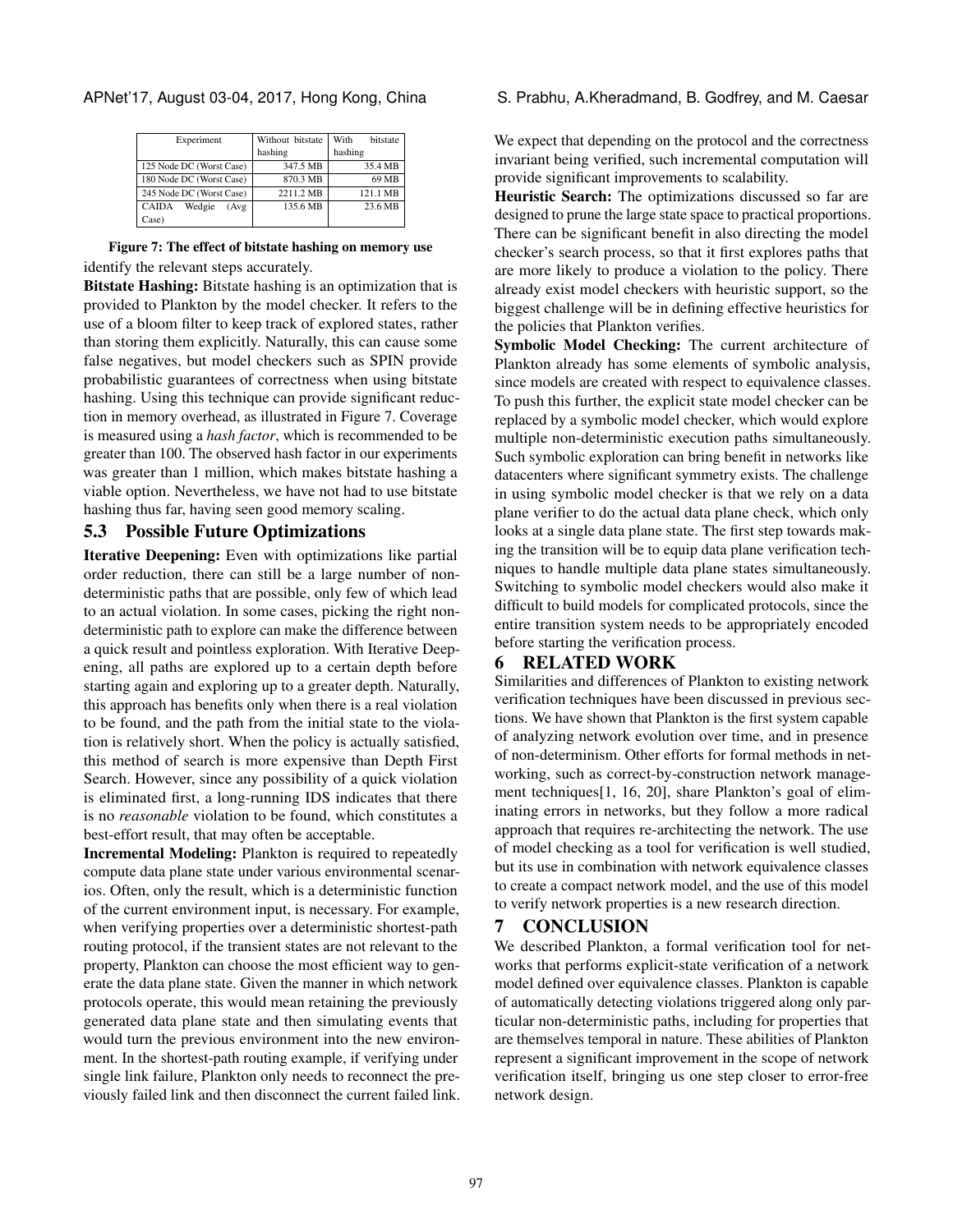| Experiment | Without bitstate hashing | With bitstate hashing |
|---|---|---|
| 125 Node DC (Worst Case) | 347.5 MB | 35.4 MB |
| 180 Node DC (Worst Case) | 870.3 MB | 69 MB |
| 245 Node DC (Worst Case) | 2211.2 MB | 121.1 MB |
| CAIDA Wedgie (Avg Case) | 135.6 MB | 23.6 MB |

**Figure 7: The effect of bitstate hashing on memory use**

identify the relevant steps accurately.

**Bitstate Hashing:** Bitstate hashing is an optimization that is provided to Plankton by the model checker. It refers to the use of a bloom filter to keep track of explored states, rather than storing them explicitly. Naturally, this can cause some false negatives, but model checkers such as SPIN provide probabilistic guarantees of correctness when using bitstate hashing. Using this technique can provide significant reduction in memory overhead, as illustrated in Figure 7. Coverage is measured using a *hash factor*, which is recommended to be greater than 100. The observed hash factor in our experiments was greater than 1 million, which makes bitstate hashing a viable option. Nevertheless, we have not had to use bitstate hashing thus far, having seen good memory scaling.

## 5.3 Possible Future Optimizations

**Iterative Deepening:** Even with optimizations like partial order reduction, there can still be a large number of non-deterministic paths that are possible, only few of which lead to an actual violation. In some cases, picking the right non-deterministic path to explore can make the difference between a quick result and pointless exploration. With Iterative Deepening, all paths are explored up to a certain depth before starting again and exploring up to a greater depth. Naturally, this approach has benefits only when there is a real violation to be found, and the path from the initial state to the violation is relatively short. When the policy is actually satisfied, this method of search is more expensive than Depth First Search. However, since any possibility of a quick violation is eliminated first, a long-running IDS indicates that there is no *reasonable* violation to be found, which constitutes a best-effort result, that may often be acceptable.

**Incremental Modeling:** Plankton is required to repeatedly compute data plane state under various environmental scenarios. Often, only the result, which is a deterministic function of the current environment input, is necessary. For example, when verifying properties over a deterministic shortest-path routing protocol, if the transient states are not relevant to the property, Plankton can choose the most efficient way to generate the data plane state. Given the manner in which network protocols operate, this would mean retaining the previously generated data plane state and then simulating events that would turn the previous environment into the new environment. In the shortest-path routing example, if verifying under single link failure, Plankton only needs to reconnect the previously failed link and then disconnect the current failed link. We expect that depending on the protocol and the correctness invariant being verified, such incremental computation will provide significant improvements to scalability.

**Heuristic Search:** The optimizations discussed so far are designed to prune the large state space to practical proportions. There can be significant benefit in also directing the model checker's search process, so that it first explores paths that are more likely to produce a violation to the policy. There already exist model checkers with heuristic support, so the biggest challenge will be in defining effective heuristics for the policies that Plankton verifies.

**Symbolic Model Checking:** The current architecture of Plankton already has some elements of symbolic analysis, since models are created with respect to equivalence classes. To push this further, the explicit state model checker can be replaced by a symbolic model checker, which would explore multiple non-deterministic execution paths simultaneously. Such symbolic exploration can bring benefit in networks like datacenters where significant symmetry exists. The challenge in using symbolic model checker is that we rely on a data plane verifier to do the actual data plane check, which only looks at a single data plane state. The first step towards making the transition will be to equip data plane verification techniques to handle multiple data plane states simultaneously. Switching to symbolic model checkers would also make it difficult to build models for complicated protocols, since the entire transition system needs to be appropriately encoded before starting the verification process.

# 6 RELATED WORK

Similarities and differences of Plankton to existing network verification techniques have been discussed in previous sections. We have shown that Plankton is the first system capable of analyzing network evolution over time, and in presence of non-determinism. Other efforts for formal methods in networking, such as correct-by-construction network management techniques[1, 16, 20], share Plankton's goal of eliminating errors in networks, but they follow a more radical approach that requires re-architecting the network. The use of model checking as a tool for verification is well studied, but its use in combination with network equivalence classes to create a compact network model, and the use of this model to verify network properties is a new research direction.

# 7 CONCLUSION

We described Plankton, a formal verification tool for networks that performs explicit-state verification of a network model defined over equivalence classes. Plankton is capable of automatically detecting violations triggered along only particular non-deterministic paths, including for properties that are themselves temporal in nature. These abilities of Plankton represent a significant improvement in the scope of network verification itself, bringing us one step closer to error-free network design.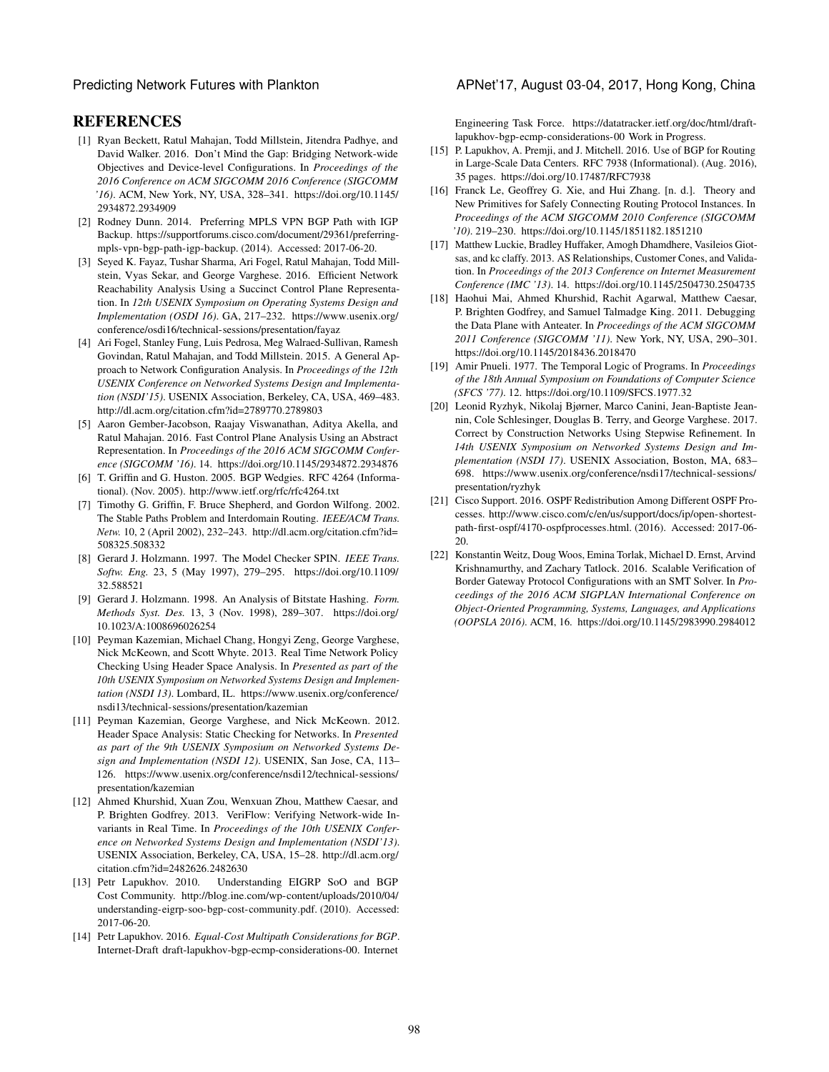## REFERENCES

[1] Ryan Beckett, Ratul Mahajan, Todd Millstein, Jitendra Padhye, and David Walker. 2016. Don't Mind the Gap: Bridging Network-wide Objectives and Device-level Configurations. In *Proceedings of the 2016 Conference on ACM SIGCOMM 2016 Conference (SIGCOMM '16)*. ACM, New York, NY, USA, 328–341. https://doi.org/10.1145/2934872.2934909

[2] Rodney Dunn. 2014. Preferring MPLS VPN BGP Path with IGP Backup. https://supportforums.cisco.com/document/29361/preferring-mpls-vpn-bgp-path-igp-backup. (2014). Accessed: 2017-06-20.

[3] Seyed K. Fayaz, Tushar Sharma, Ari Fogel, Ratul Mahajan, Todd Millstein, Vyas Sekar, and George Varghese. 2016. Efficient Network Reachability Analysis Using a Succinct Control Plane Representation. In *12th USENIX Symposium on Operating Systems Design and Implementation (OSDI 16)*. GA, 217–232. https://www.usenix.org/conference/osdi16/technical-sessions/presentation/fayaz

[4] Ari Fogel, Stanley Fung, Luis Pedrosa, Meg Walraed-Sullivan, Ramesh Govindan, Ratul Mahajan, and Todd Millstein. 2015. A General Approach to Network Configuration Analysis. In *Proceedings of the 12th USENIX Conference on Networked Systems Design and Implementation (NSDI'15)*. USENIX Association, Berkeley, CA, USA, 469–483. http://dl.acm.org/citation.cfm?id=2789770.2789803

[5] Aaron Gember-Jacobson, Raajay Viswanathan, Aditya Akella, and Ratul Mahajan. 2016. Fast Control Plane Analysis Using an Abstract Representation. In *Proceedings of the 2016 ACM SIGCOMM Conference (SIGCOMM '16)*. 14. https://doi.org/10.1145/2934872.2934876

[6] T. Griffin and G. Huston. 2005. BGP Wedgies. RFC 4264 (Informational). (Nov. 2005). http://www.ietf.org/rfc/rfc4264.txt

[7] Timothy G. Griffin, F. Bruce Shepherd, and Gordon Wilfong. 2002. The Stable Paths Problem and Interdomain Routing. *IEEE/ACM Trans. Netw.* 10, 2 (April 2002), 232–243. http://dl.acm.org/citation.cfm?id=508325.508332

[8] Gerard J. Holzmann. 1997. The Model Checker SPIN. *IEEE Trans. Softw. Eng.* 23, 5 (May 1997), 279–295. https://doi.org/10.1109/32.588521

[9] Gerard J. Holzmann. 1998. An Analysis of Bitstate Hashing. *Form. Methods Syst. Des.* 13, 3 (Nov. 1998), 289–307. https://doi.org/10.1023/A:1008696026254

[10] Peyman Kazemian, Michael Chang, Hongyi Zeng, George Varghese, Nick McKeown, and Scott Whyte. 2013. Real Time Network Policy Checking Using Header Space Analysis. In *Presented as part of the 10th USENIX Symposium on Networked Systems Design and Implementation (NSDI 13)*. Lombard, IL. https://www.usenix.org/conference/nsdi13/technical-sessions/presentation/kazemian

[11] Peyman Kazemian, George Varghese, and Nick McKeown. 2012. Header Space Analysis: Static Checking for Networks. In *Presented as part of the 9th USENIX Symposium on Networked Systems Design and Implementation (NSDI 12)*. USENIX, San Jose, CA, 113–126. https://www.usenix.org/conference/nsdi12/technical-sessions/presentation/kazemian

[12] Ahmed Khurshid, Xuan Zou, Wenxuan Zhou, Matthew Caesar, and P. Brighten Godfrey. 2013. VeriFlow: Verifying Network-wide Invariants in Real Time. In *Proceedings of the 10th USENIX Conference on Networked Systems Design and Implementation (NSDI'13)*. USENIX Association, Berkeley, CA, USA, 15–28. http://dl.acm.org/citation.cfm?id=2482626.2482630

[13] Petr Lapukhov. 2010. Understanding EIGRP SoO and BGP Cost Community. http://blog.ine.com/wp-content/uploads/2010/04/understanding-eigrp-soo-bgp-cost-community.pdf. (2010). Accessed: 2017-06-20.

[14] Petr Lapukhov. 2016. *Equal-Cost Multipath Considerations for BGP*. Internet-Draft draft-lapukhov-bgp-ecmp-considerations-00. Internet Engineering Task Force. https://datatracker.ietf.org/doc/html/draft-lapukhov-bgp-ecmp-considerations-00 Work in Progress.

[15] P. Lapukhov, A. Premji, and J. Mitchell. 2016. Use of BGP for Routing in Large-Scale Data Centers. RFC 7938 (Informational). (Aug. 2016), 35 pages. https://doi.org/10.17487/RFC7938

[16] Franck Le, Geoffrey G. Xie, and Hui Zhang. [n. d.]. Theory and New Primitives for Safely Connecting Routing Protocol Instances. In *Proceedings of the ACM SIGCOMM 2010 Conference (SIGCOMM '10)*. 219–230. https://doi.org/10.1145/1851182.1851210

[17] Matthew Luckie, Bradley Huffaker, Amogh Dhamdhere, Vasileios Giotsas, and kc claffy. 2013. AS Relationships, Customer Cones, and Validation. In *Proceedings of the 2013 Conference on Internet Measurement Conference (IMC '13)*. 14. https://doi.org/10.1145/2504730.2504735

[18] Haohui Mai, Ahmed Khurshid, Rachit Agarwal, Matthew Caesar, P. Brighten Godfrey, and Samuel Talmadge King. 2011. Debugging the Data Plane with Anteater. In *Proceedings of the ACM SIGCOMM 2011 Conference (SIGCOMM '11)*. New York, NY, USA, 290–301. https://doi.org/10.1145/2018436.2018470

[19] Amir Pnueli. 1977. The Temporal Logic of Programs. In *Proceedings of the 18th Annual Symposium on Foundations of Computer Science (SFCS '77)*. 12. https://doi.org/10.1109/SFCS.1977.32

[20] Leonid Ryzhyk, Nikolaj Bjørner, Marco Canini, Jean-Baptiste Jeannin, Cole Schlesinger, Douglas B. Terry, and George Varghese. 2017. Correct by Construction Networks Using Stepwise Refinement. In *14th USENIX Symposium on Networked Systems Design and Implementation (NSDI 17)*. USENIX Association, Boston, MA, 683–698. https://www.usenix.org/conference/nsdi17/technical-sessions/presentation/ryzhyk

[21] Cisco Support. 2016. OSPF Redistribution Among Different OSPF Processes. http://www.cisco.com/c/en/us/support/docs/ip/open-shortest-path-first-ospf/4170-ospfprocesses.html. (2016). Accessed: 2017-06-20.

[22] Konstantin Weitz, Doug Woos, Emina Torlak, Michael D. Ernst, Arvind Krishnamurthy, and Zachary Tatlock. 2016. Scalable Verification of Border Gateway Protocol Configurations with an SMT Solver. In *Proceedings of the 2016 ACM SIGPLAN International Conference on Object-Oriented Programming, Systems, Languages, and Applications (OOPSLA 2016)*. ACM, 16. https://doi.org/10.1145/2983990.2984012